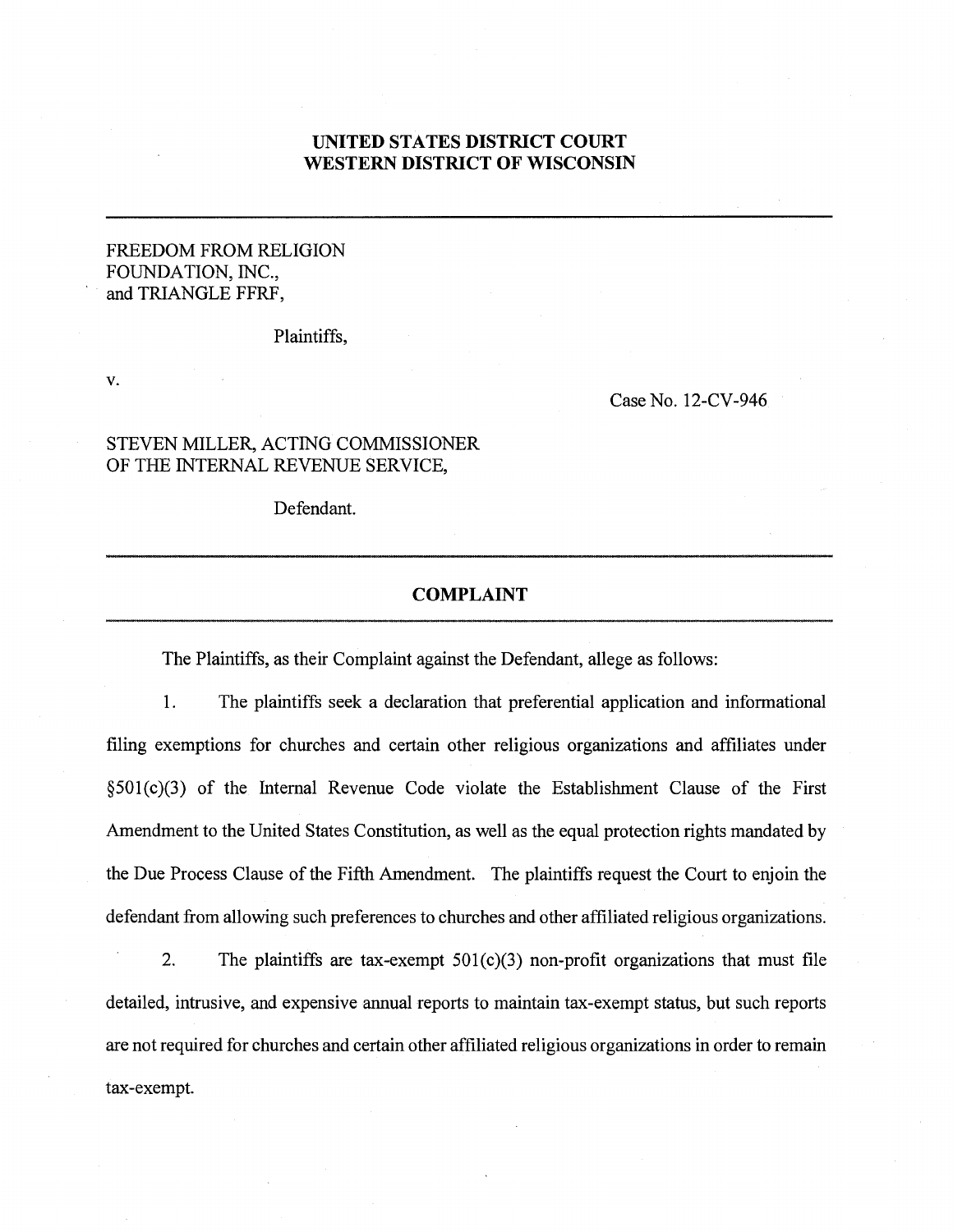**UNITED STATES DISTRICT COURT**
**WESTERN DISTRICT OF WISCONSIN**

---

FREEDOM FROM RELIGION FOUNDATION, INC.,
and TRIANGLE FFRF,

Plaintiffs,

v.

Case No. 12-CV-946

STEVEN MILLER, ACTING COMMISSIONER OF THE INTERNAL REVENUE SERVICE,

Defendant.

---

**COMPLAINT**

---

The Plaintiffs, as their Complaint against the Defendant, allege as follows:

1. The plaintiffs seek a declaration that preferential application and informational filing exemptions for churches and certain other religious organizations and affiliates under §501(c)(3) of the Internal Revenue Code violate the Establishment Clause of the First Amendment to the United States Constitution, as well as the equal protection rights mandated by the Due Process Clause of the Fifth Amendment. The plaintiffs request the Court to enjoin the defendant from allowing such preferences to churches and other affiliated religious organizations.

2. The plaintiffs are tax-exempt 501(c)(3) non-profit organizations that must file detailed, intrusive, and expensive annual reports to maintain tax-exempt status, but such reports are not required for churches and certain other affiliated religious organizations in order to remain tax-exempt.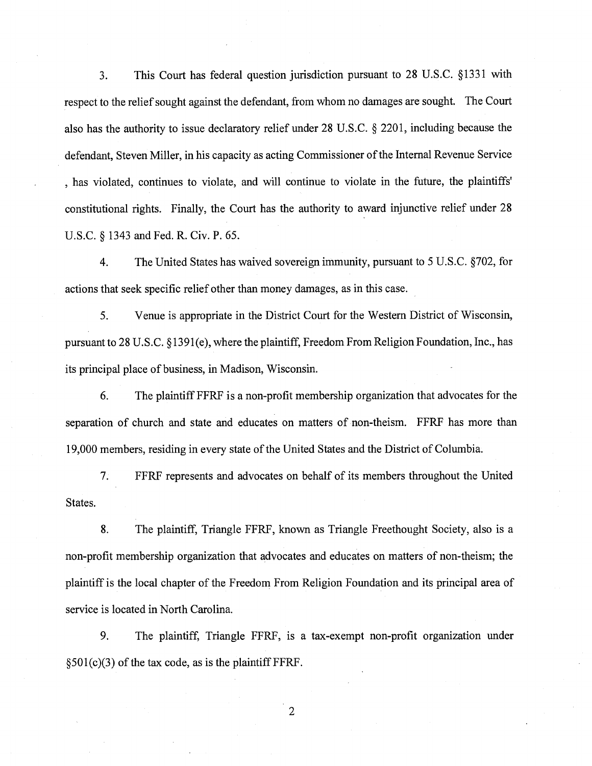3. This Court has federal question jurisdiction pursuant to 28 U.S.C. §1331 with respect to the relief sought against the defendant, from whom no damages are sought. The Court also has the authority to issue declaratory relief under 28 U.S.C. § 2201, including because the defendant, Steven Miller, in his capacity as acting Commissioner of the Internal Revenue Service , has violated, continues to violate, and will continue to violate in the future, the plaintiffs' constitutional rights. Finally, the Court has the authority to award injunctive relief under 28 U.S.C. § 1343 and Fed. R. Civ. P. 65.

4. The United States has waived sovereign immunity, pursuant to 5 U.S.C. §702, for actions that seek specific relief other than money damages, as in this case.

5. Venue is appropriate in the District Court for the Western District of Wisconsin, pursuant to 28 U.S.C. §1391(e), where the plaintiff, Freedom From Religion Foundation, Inc., has its principal place of business, in Madison, Wisconsin.

6. The plaintiff FFRF is a non-profit membership organization that advocates for the separation of church and state and educates on matters of non-theism. FFRF has more than 19,000 members, residing in every state of the United States and the District of Columbia.

7. FFRF represents and advocates on behalf of its members throughout the United States.

8. The plaintiff, Triangle FFRF, known as Triangle Freethought Society, also is a non-profit membership organization that advocates and educates on matters of non-theism; the plaintiff is the local chapter of the Freedom From Religion Foundation and its principal area of service is located in North Carolina.

9. The plaintiff, Triangle FFRF, is a tax-exempt non-profit organization under §501(c)(3) of the tax code, as is the plaintiff FFRF.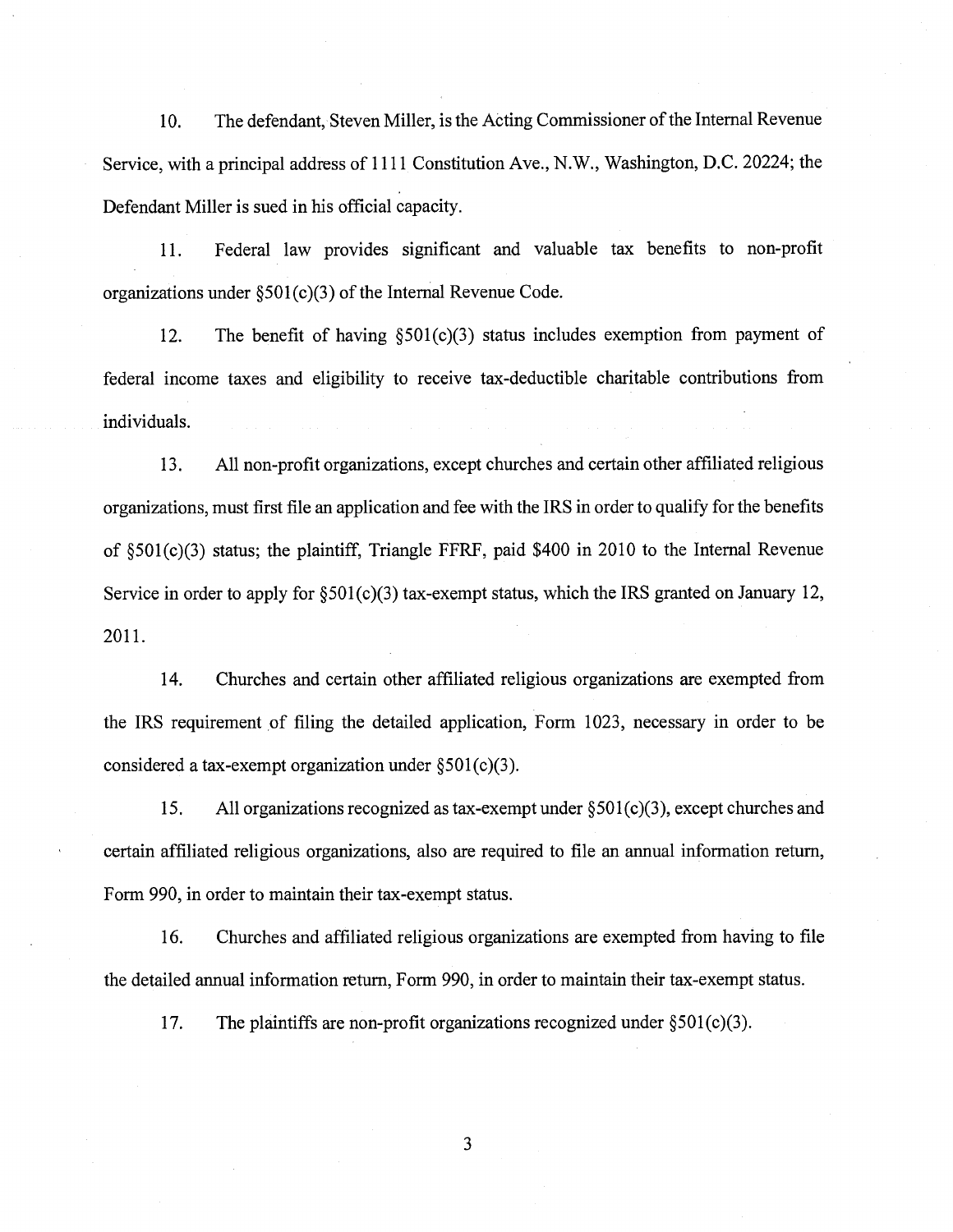10. The defendant, Steven Miller, is the Acting Commissioner of the Internal Revenue Service, with a principal address of 1111 Constitution Ave., N.W., Washington, D.C. 20224; the Defendant Miller is sued in his official capacity.

11. Federal law provides significant and valuable tax benefits to non-profit organizations under §501(c)(3) of the Internal Revenue Code.

12. The benefit of having §501(c)(3) status includes exemption from payment of federal income taxes and eligibility to receive tax-deductible charitable contributions from individuals.

13. All non-profit organizations, except churches and certain other affiliated religious organizations, must first file an application and fee with the IRS in order to qualify for the benefits of §501(c)(3) status; the plaintiff, Triangle FFRF, paid $400 in 2010 to the Internal Revenue Service in order to apply for §501(c)(3) tax-exempt status, which the IRS granted on January 12, 2011.

14. Churches and certain other affiliated religious organizations are exempted from the IRS requirement of filing the detailed application, Form 1023, necessary in order to be considered a tax-exempt organization under §501(c)(3).

15. All organizations recognized as tax-exempt under §501(c)(3), except churches and certain affiliated religious organizations, also are required to file an annual information return, Form 990, in order to maintain their tax-exempt status.

16. Churches and affiliated religious organizations are exempted from having to file the detailed annual information return, Form 990, in order to maintain their tax-exempt status.

17. The plaintiffs are non-profit organizations recognized under §501(c)(3).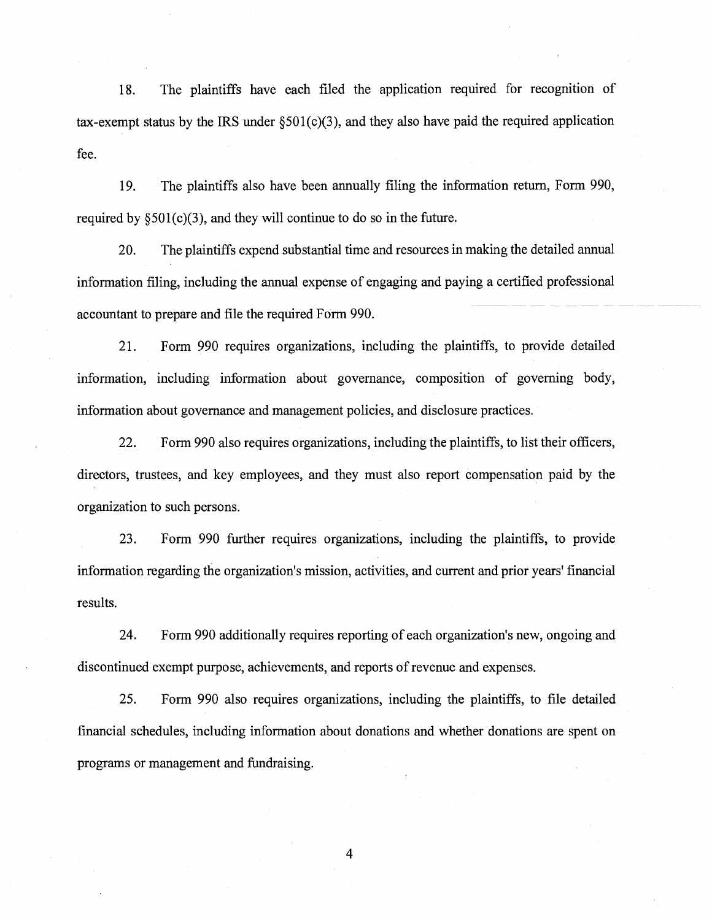18. The plaintiffs have each filed the application required for recognition of tax-exempt status by the IRS under §501(c)(3), and they also have paid the required application fee.

19. The plaintiffs also have been annually filing the information return, Form 990, required by §501(c)(3), and they will continue to do so in the future.

20. The plaintiffs expend substantial time and resources in making the detailed annual information filing, including the annual expense of engaging and paying a certified professional accountant to prepare and file the required Form 990.

21. Form 990 requires organizations, including the plaintiffs, to provide detailed information, including information about governance, composition of governing body, information about governance and management policies, and disclosure practices.

22. Form 990 also requires organizations, including the plaintiffs, to list their officers, directors, trustees, and key employees, and they must also report compensation paid by the organization to such persons.

23. Form 990 further requires organizations, including the plaintiffs, to provide information regarding the organization's mission, activities, and current and prior years' financial results.

24. Form 990 additionally requires reporting of each organization's new, ongoing and discontinued exempt purpose, achievements, and reports of revenue and expenses.

25. Form 990 also requires organizations, including the plaintiffs, to file detailed financial schedules, including information about donations and whether donations are spent on programs or management and fundraising.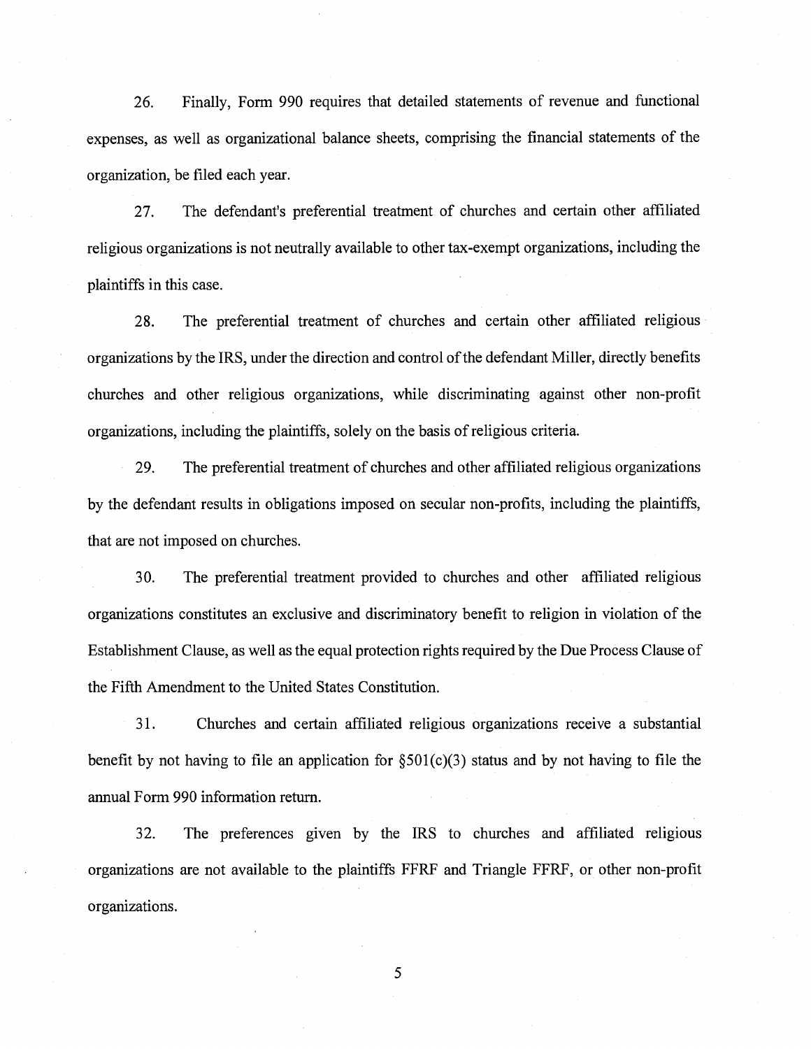26. Finally, Form 990 requires that detailed statements of revenue and functional expenses, as well as organizational balance sheets, comprising the financial statements of the organization, be filed each year.

27. The defendant's preferential treatment of churches and certain other affiliated religious organizations is not neutrally available to other tax-exempt organizations, including the plaintiffs in this case.

28. The preferential treatment of churches and certain other affiliated religious organizations by the IRS, under the direction and control of the defendant Miller, directly benefits churches and other religious organizations, while discriminating against other non-profit organizations, including the plaintiffs, solely on the basis of religious criteria.

29. The preferential treatment of churches and other affiliated religious organizations by the defendant results in obligations imposed on secular non-profits, including the plaintiffs, that are not imposed on churches.

30. The preferential treatment provided to churches and other affiliated religious organizations constitutes an exclusive and discriminatory benefit to religion in violation of the Establishment Clause, as well as the equal protection rights required by the Due Process Clause of the Fifth Amendment to the United States Constitution.

31. Churches and certain affiliated religious organizations receive a substantial benefit by not having to file an application for §501(c)(3) status and by not having to file the annual Form 990 information return.

32. The preferences given by the IRS to churches and affiliated religious organizations are not available to the plaintiffs FFRF and Triangle FFRF, or other non-profit organizations.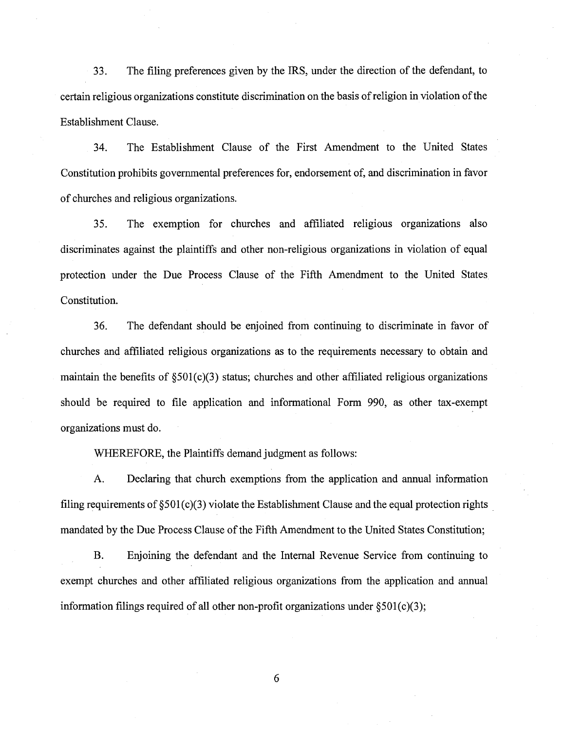33. The filing preferences given by the IRS, under the direction of the defendant, to certain religious organizations constitute discrimination on the basis of religion in violation of the Establishment Clause.

34. The Establishment Clause of the First Amendment to the United States Constitution prohibits governmental preferences for, endorsement of, and discrimination in favor of churches and religious organizations.

35. The exemption for churches and affiliated religious organizations also discriminates against the plaintiffs and other non-religious organizations in violation of equal protection under the Due Process Clause of the Fifth Amendment to the United States Constitution.

36. The defendant should be enjoined from continuing to discriminate in favor of churches and affiliated religious organizations as to the requirements necessary to obtain and maintain the benefits of §501(c)(3) status; churches and other affiliated religious organizations should be required to file application and informational Form 990, as other tax-exempt organizations must do.

WHEREFORE, the Plaintiffs demand judgment as follows:

A. Declaring that church exemptions from the application and annual information filing requirements of §501(c)(3) violate the Establishment Clause and the equal protection rights mandated by the Due Process Clause of the Fifth Amendment to the United States Constitution;

B. Enjoining the defendant and the Internal Revenue Service from continuing to exempt churches and other affiliated religious organizations from the application and annual information filings required of all other non-profit organizations under §501(c)(3);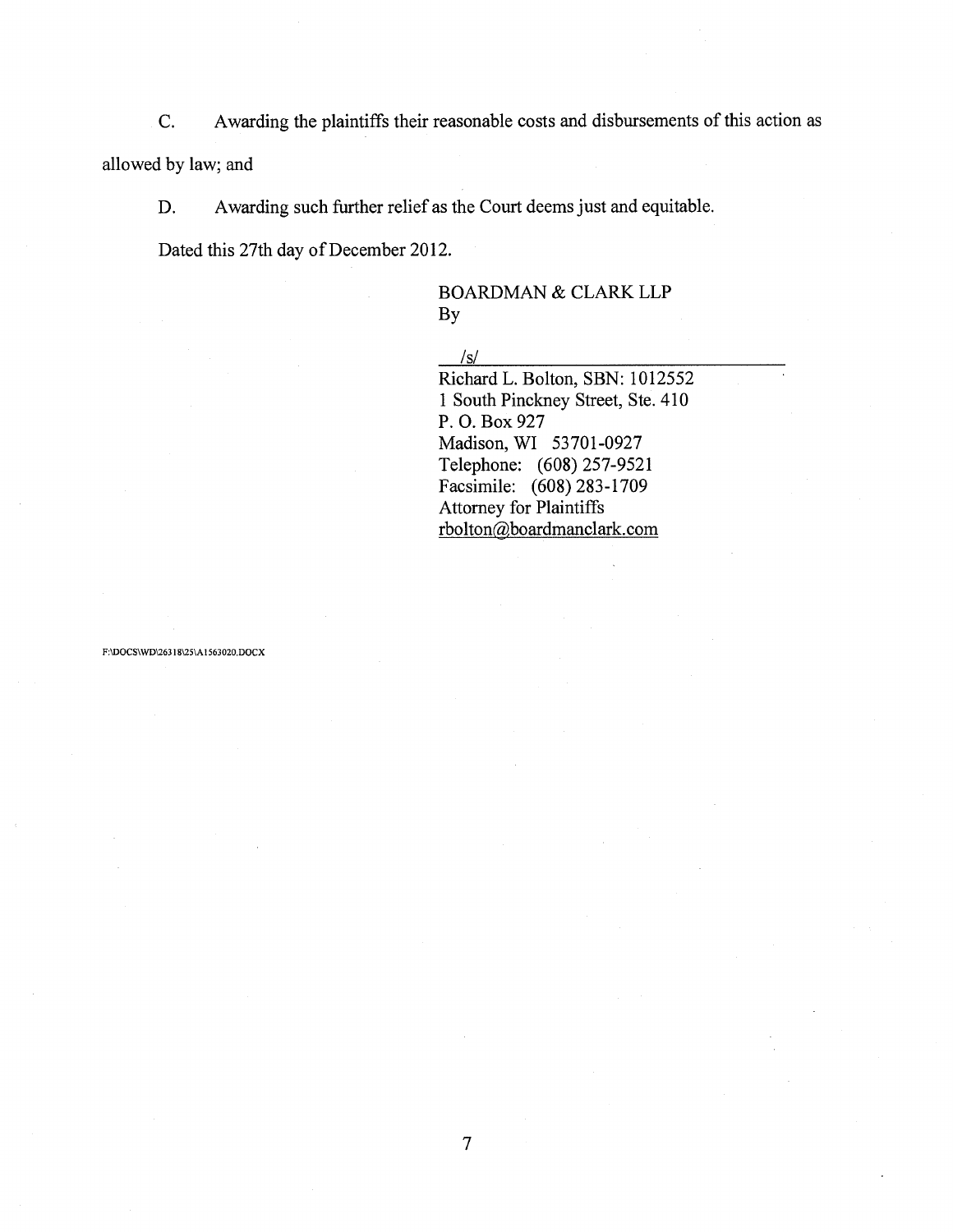C. Awarding the plaintiffs their reasonable costs and disbursements of this action as allowed by law; and

D. Awarding such further relief as the Court deems just and equitable.

Dated this 27th day of December 2012.

BOARDMAN & CLARK LLP  
By

/s/  
Richard L. Bolton, SBN: 1012552  
1 South Pinckney Street, Ste. 410  
P. O. Box 927  
Madison, WI 53701-0927  
Telephone: (608) 257-9521  
Facsimile: (608) 283-1709  
Attorney for Plaintiffs  
rbolton@boardmanclark.com

F:\DOCS\WD\26318\25\A1563020.DOCX